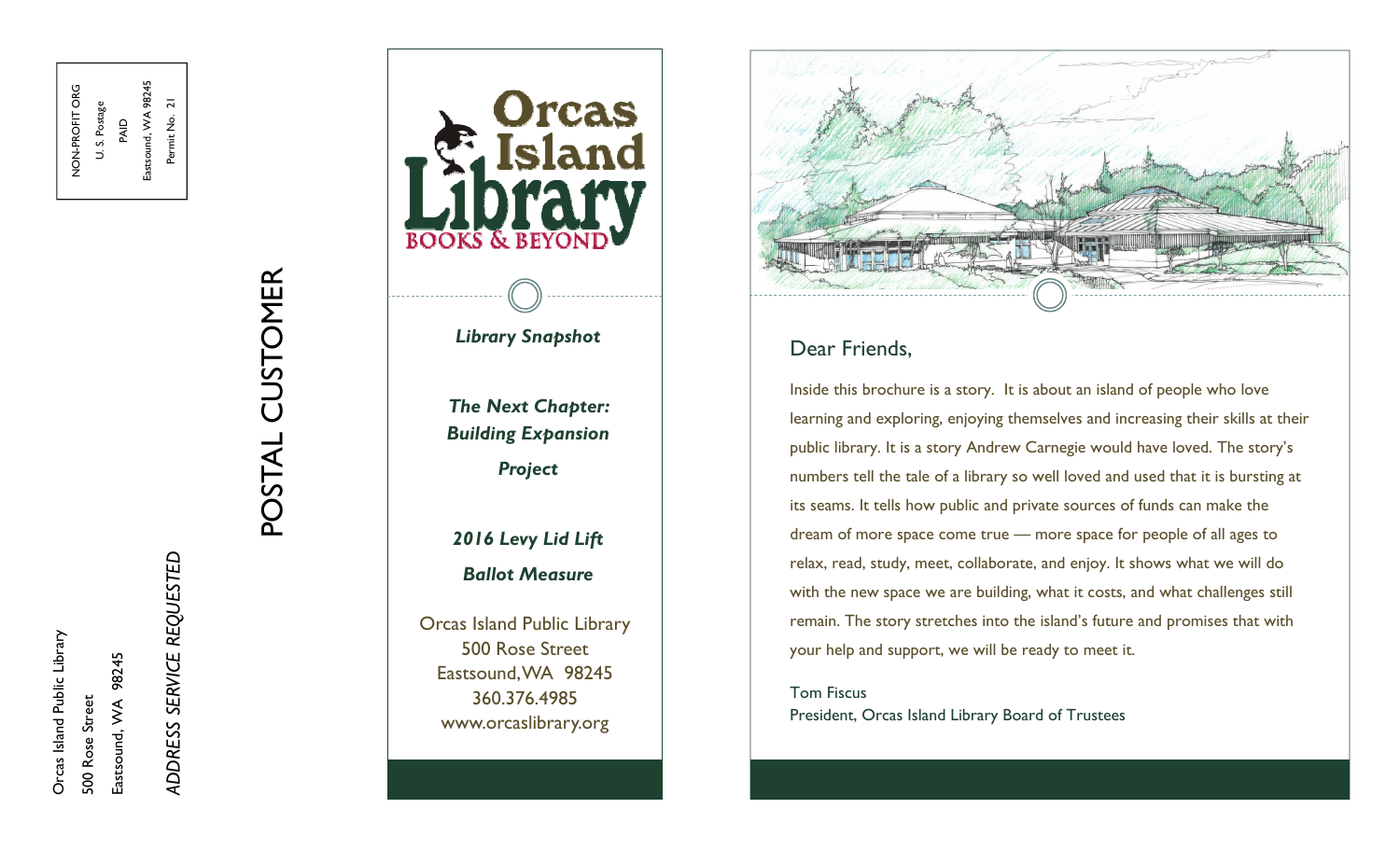NON-PROFIT ORG
U. S. Postage
PAID
Eastsound, WA 98245
Permit No. 21

Orcas Island Public Library
500 Rose Street
Eastsound, WA 98245

*ADDRESS SERVICE REQUESTED*

POSTAL CUSTOMER

# Orcas Island Library

BOOKS & BEYOND

***Library Snapshot***

***The Next Chapter: Building Expansion Project***

***2016 Levy Lid Lift Ballot Measure***

Orcas Island Public Library
500 Rose Street
Eastsound, WA 98245
360.376.4985
www.orcaslibrary.org

## Dear Friends,

Inside this brochure is a story. It is about an island of people who love learning and exploring, enjoying themselves and increasing their skills at their public library. It is a story Andrew Carnegie would have loved. The story's numbers tell the tale of a library so well loved and used that it is bursting at its seams. It tells how public and private sources of funds can make the dream of more space come true — more space for people of all ages to relax, read, study, meet, collaborate, and enjoy. It shows what we will do with the new space we are building, what it costs, and what challenges still remain. The story stretches into the island's future and promises that with your help and support, we will be ready to meet it.

Tom Fiscus
President, Orcas Island Library Board of Trustees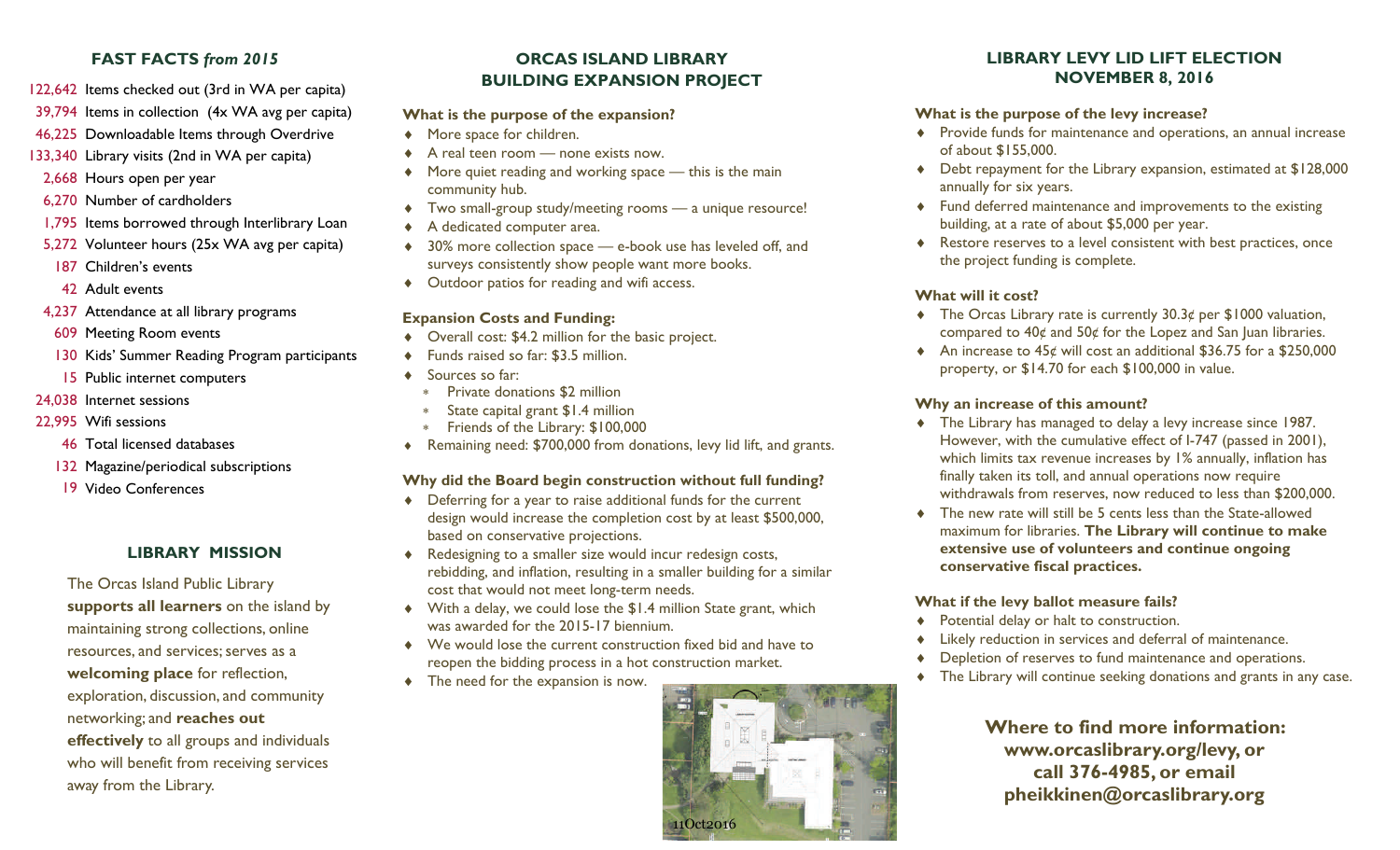## FAST FACTS *from 2015*

| | |
|---|---|
| 122,642 | Items checked out (3rd in WA per capita) |
| 39,794 | Items in collection (4x WA avg per capita) |
| 46,225 | Downloadable Items through Overdrive |
| 133,340 | Library visits (2nd in WA per capita) |
| 2,668 | Hours open per year |
| 6,270 | Number of cardholders |
| 1,795 | Items borrowed through Interlibrary Loan |
| 5,272 | Volunteer hours (25x WA avg per capita) |
| 187 | Children's events |
| 42 | Adult events |
| 4,237 | Attendance at all library programs |
| 609 | Meeting Room events |
| 130 | Kids' Summer Reading Program participants |
| 15 | Public internet computers |
| 24,038 | Internet sessions |
| 22,995 | Wifi sessions |
| 46 | Total licensed databases |
| 132 | Magazine/periodical subscriptions |
| 19 | Video Conferences |

## LIBRARY MISSION

The Orcas Island Public Library **supports all learners** on the island by maintaining strong collections, online resources, and services; serves as a **welcoming place** for reflection, exploration, discussion, and community networking; and **reaches out effectively** to all groups and individuals who will benefit from receiving services away from the Library.

## ORCAS ISLAND LIBRARY BUILDING EXPANSION PROJECT

**What is the purpose of the expansion?**

- More space for children.
- A real teen room — none exists now.
- More quiet reading and working space — this is the main community hub.
- Two small-group study/meeting rooms — a unique resource!
- A dedicated computer area.
- 30% more collection space — e-book use has leveled off, and surveys consistently show people want more books.
- Outdoor patios for reading and wifi access.

**Expansion Costs and Funding:**

- Overall cost: $4.2 million for the basic project.
- Funds raised so far: $3.5 million.
- Sources so far:
  - Private donations $2 million
  - State capital grant $1.4 million
  - Friends of the Library: $100,000
- Remaining need: $700,000 from donations, levy lid lift, and grants.

**Why did the Board begin construction without full funding?**

- Deferring for a year to raise additional funds for the current design would increase the completion cost by at least $500,000, based on conservative projections.
- Redesigning to a smaller size would incur redesign costs, rebidding, and inflation, resulting in a smaller building for a similar cost that would not meet long-term needs.
- With a delay, we could lose the $1.4 million State grant, which was awarded for the 2015-17 biennium.
- We would lose the current construction fixed bid and have to reopen the bidding process in a hot construction market.
- The need for the expansion is now.

11Oct2016

## LIBRARY LEVY LID LIFT ELECTION NOVEMBER 8, 2016

**What is the purpose of the levy increase?**

- Provide funds for maintenance and operations, an annual increase of about $155,000.
- Debt repayment for the Library expansion, estimated at $128,000 annually for six years.
- Fund deferred maintenance and improvements to the existing building, at a rate of about $5,000 per year.
- Restore reserves to a level consistent with best practices, once the project funding is complete.

**What will it cost?**

- The Orcas Library rate is currently 30.3¢ per $1000 valuation, compared to 40¢ and 50¢ for the Lopez and San Juan libraries.
- An increase to 45¢ will cost an additional $36.75 for a $250,000 property, or $14.70 for each $100,000 in value.

**Why an increase of this amount?**

- The Library has managed to delay a levy increase since 1987. However, with the cumulative effect of I-747 (passed in 2001), which limits tax revenue increases by 1% annually, inflation has finally taken its toll, and annual operations now require withdrawals from reserves, now reduced to less than $200,000.
- The new rate will still be 5 cents less than the State-allowed maximum for libraries. **The Library will continue to make extensive use of volunteers and continue ongoing conservative fiscal practices.**

**What if the levy ballot measure fails?**

- Potential delay or halt to construction.
- Likely reduction in services and deferral of maintenance.
- Depletion of reserves to fund maintenance and operations.
- The Library will continue seeking donations and grants in any case.

**Where to find more information: www.orcaslibrary.org/levy, or call 376-4985, or email pheikkinen@orcaslibrary.org**